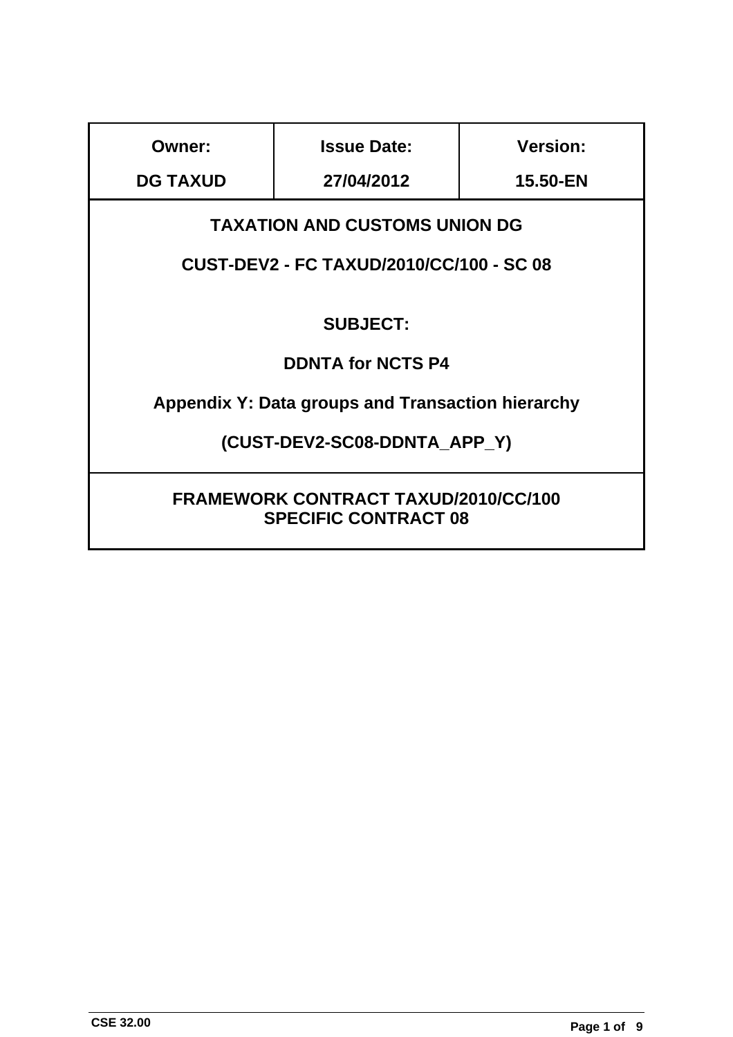| Owner: | Issue Date: | Version: |
|---|---|---|
| DG TAXUD | 27/04/2012 | 15.50-EN |

**TAXATION AND CUSTOMS UNION DG**

**CUST-DEV2 - FC TAXUD/2010/CC/100 - SC 08**

**SUBJECT:**

**DDNTA for NCTS P4**

**Appendix Y: Data groups and Transaction hierarchy**

**(CUST-DEV2-SC08-DDNTA_APP_Y)**

**FRAMEWORK CONTRACT TAXUD/2010/CC/100**
**SPECIFIC CONTRACT 08**

CSE 32.00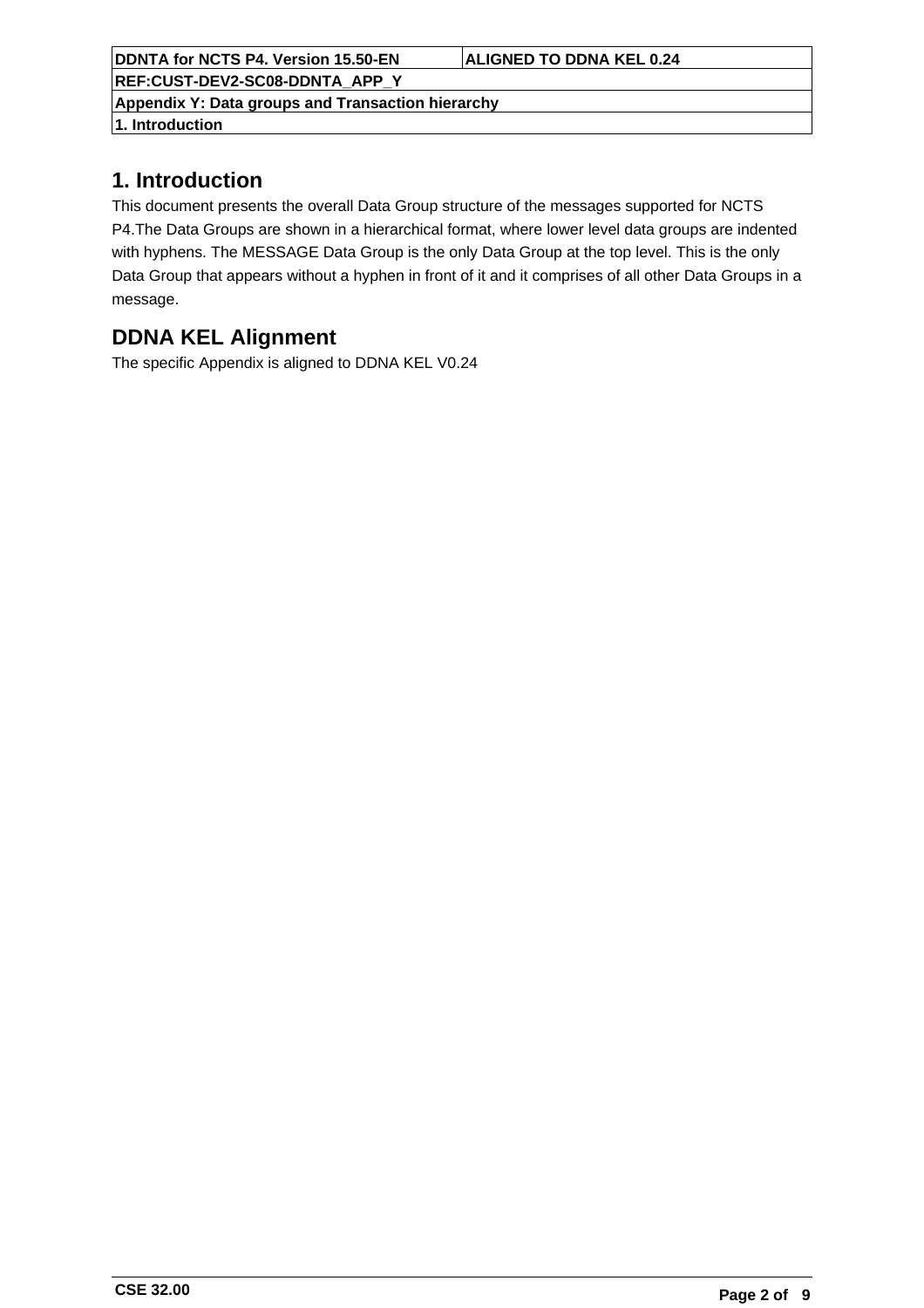# 1. Introduction

This document presents the overall Data Group structure of the messages supported for NCTS P4.The Data Groups are shown in a hierarchical format, where lower level data groups are indented with hyphens. The MESSAGE Data Group is the only Data Group at the top level. This is the only Data Group that appears without a hyphen in front of it and it comprises of all other Data Groups in a message.

# DDNA KEL Alignment

The specific Appendix is aligned to DDNA KEL V0.24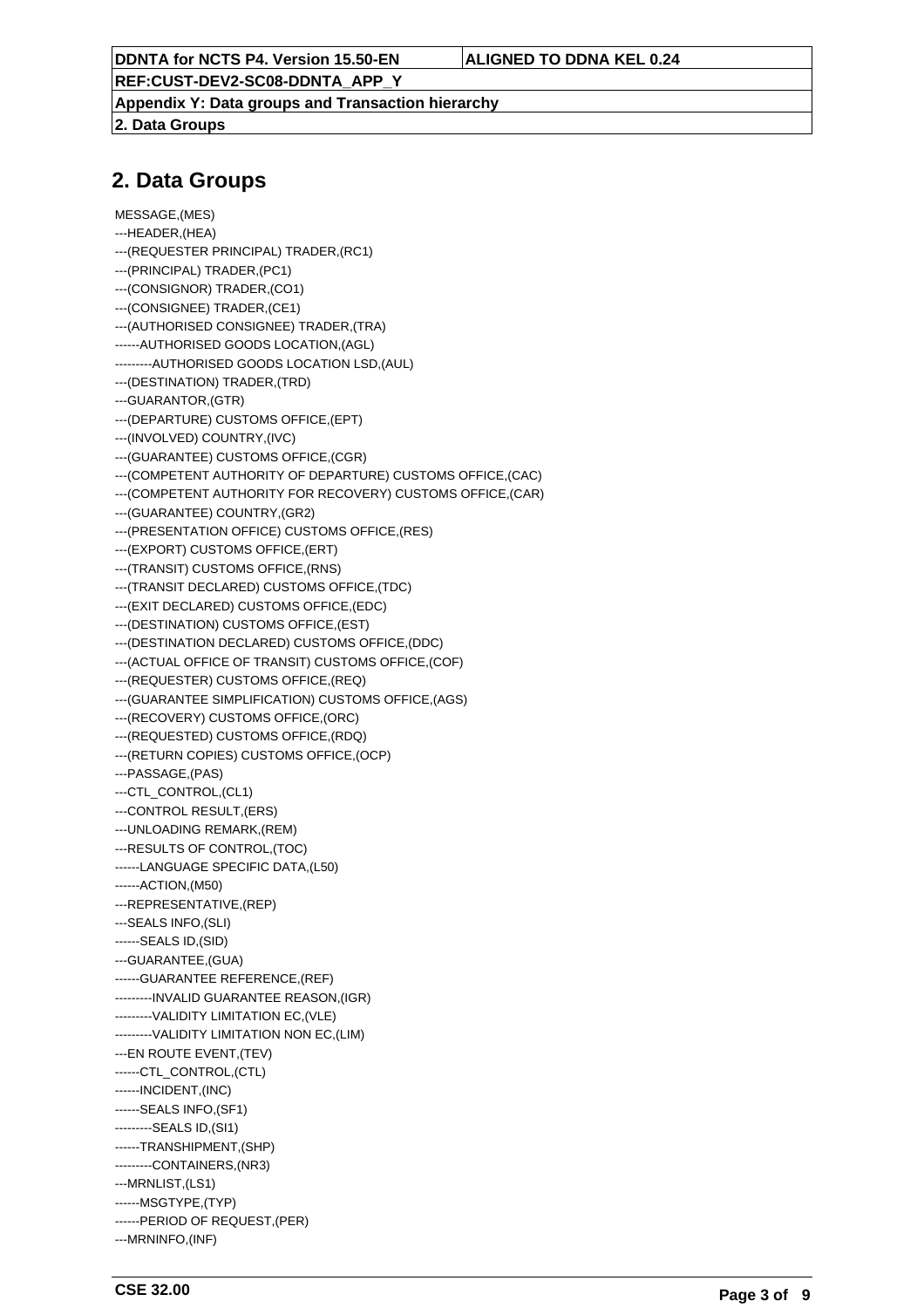## 2. Data Groups

```
MESSAGE,(MES)
---HEADER,(HEA)
---(REQUESTER PRINCIPAL) TRADER,(RC1)
---(PRINCIPAL) TRADER,(PC1)
---(CONSIGNOR) TRADER,(CO1)
---(CONSIGNEE) TRADER,(CE1)
---(AUTHORISED CONSIGNEE) TRADER,(TRA)
------AUTHORISED GOODS LOCATION,(AGL)
---------AUTHORISED GOODS LOCATION LSD,(AUL)
---(DESTINATION) TRADER,(TRD)
---GUARANTOR,(GTR)
---(DEPARTURE) CUSTOMS OFFICE,(EPT)
---(INVOLVED) COUNTRY,(IVC)
---(GUARANTEE) CUSTOMS OFFICE,(CGR)
---(COMPETENT AUTHORITY OF DEPARTURE) CUSTOMS OFFICE,(CAC)
---(COMPETENT AUTHORITY FOR RECOVERY) CUSTOMS OFFICE,(CAR)
---(GUARANTEE) COUNTRY,(GR2)
---(PRESENTATION OFFICE) CUSTOMS OFFICE,(RES)
---(EXPORT) CUSTOMS OFFICE,(ERT)
---(TRANSIT) CUSTOMS OFFICE,(RNS)
---(TRANSIT DECLARED) CUSTOMS OFFICE,(TDC)
---(EXIT DECLARED) CUSTOMS OFFICE,(EDC)
---(DESTINATION) CUSTOMS OFFICE,(EST)
---(DESTINATION DECLARED) CUSTOMS OFFICE,(DDC)
---(ACTUAL OFFICE OF TRANSIT) CUSTOMS OFFICE,(COF)
---(REQUESTER) CUSTOMS OFFICE,(REQ)
---(GUARANTEE SIMPLIFICATION) CUSTOMS OFFICE,(AGS)
---(RECOVERY) CUSTOMS OFFICE,(ORC)
---(REQUESTED) CUSTOMS OFFICE,(RDQ)
---(RETURN COPIES) CUSTOMS OFFICE,(OCP)
---PASSAGE,(PAS)
---CTL_CONTROL,(CL1)
---CONTROL RESULT,(ERS)
---UNLOADING REMARK,(REM)
---RESULTS OF CONTROL,(TOC)
------LANGUAGE SPECIFIC DATA,(L50)
------ACTION,(M50)
---REPRESENTATIVE,(REP)
---SEALS INFO,(SLI)
------SEALS ID,(SID)
---GUARANTEE,(GUA)
------GUARANTEE REFERENCE,(REF)
---------INVALID GUARANTEE REASON,(IGR)
---------VALIDITY LIMITATION EC,(VLE)
---------VALIDITY LIMITATION NON EC,(LIM)
---EN ROUTE EVENT,(TEV)
------CTL_CONTROL,(CTL)
------INCIDENT,(INC)
------SEALS INFO,(SF1)
---------SEALS ID,(SI1)
------TRANSHIPMENT,(SHP)
---------CONTAINERS,(NR3)
---MRNLIST,(LS1)
------MSGTYPE,(TYP)
------PERIOD OF REQUEST,(PER)
---MRNINFO,(INF)
```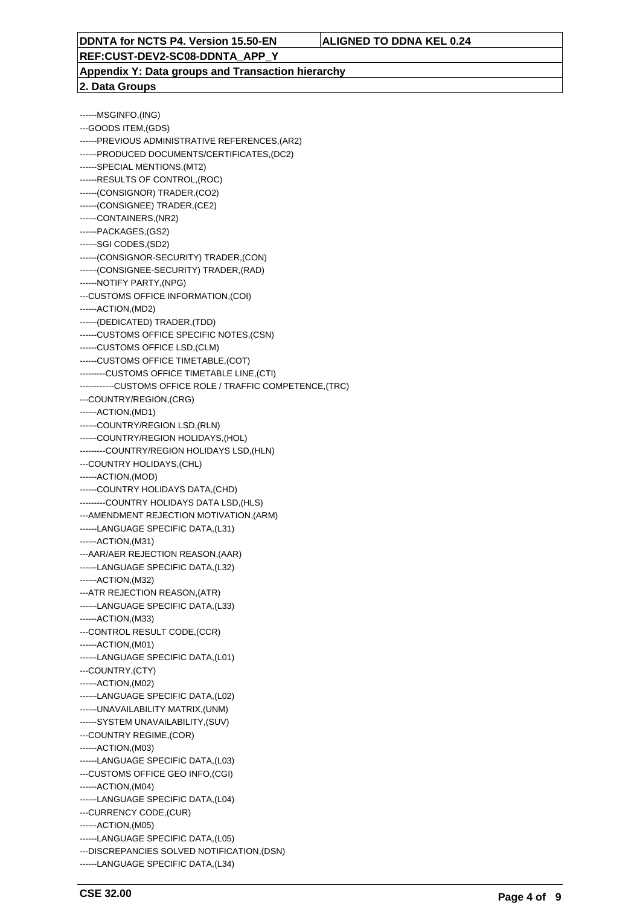| DDNTA for NCTS P4. Version 15.50-EN | ALIGNED TO DDNA KEL 0.24 |
| --- | --- |
| REF:CUST-DEV2-SC08-DDNTA_APP_Y | |
| Appendix Y: Data groups and Transaction hierarchy | |
| 2. Data Groups | |

------MSGINFO,(ING)
---GOODS ITEM,(GDS)
------PREVIOUS ADMINISTRATIVE REFERENCES,(AR2)
------PRODUCED DOCUMENTS/CERTIFICATES,(DC2)
------SPECIAL MENTIONS,(MT2)
------RESULTS OF CONTROL,(ROC)
------(CONSIGNOR) TRADER,(CO2)
------(CONSIGNEE) TRADER,(CE2)
------CONTAINERS,(NR2)
------PACKAGES,(GS2)
------SGI CODES,(SD2)
------(CONSIGNOR-SECURITY) TRADER,(CON)
------(CONSIGNEE-SECURITY) TRADER,(RAD)
------NOTIFY PARTY,(NPG)
---CUSTOMS OFFICE INFORMATION,(COI)
------ACTION,(MD2)
------(DEDICATED) TRADER,(TDD)
------CUSTOMS OFFICE SPECIFIC NOTES,(CSN)
------CUSTOMS OFFICE LSD,(CLM)
------CUSTOMS OFFICE TIMETABLE,(COT)
---------CUSTOMS OFFICE TIMETABLE LINE,(CTI)
------------CUSTOMS OFFICE ROLE / TRAFFIC COMPETENCE,(TRC)
---COUNTRY/REGION,(CRG)
------ACTION,(MD1)
------COUNTRY/REGION LSD,(RLN)
------COUNTRY/REGION HOLIDAYS,(HOL)
---------COUNTRY/REGION HOLIDAYS LSD,(HLN)
---COUNTRY HOLIDAYS,(CHL)
------ACTION,(MOD)
------COUNTRY HOLIDAYS DATA,(CHD)
---------COUNTRY HOLIDAYS DATA LSD,(HLS)
---AMENDMENT REJECTION MOTIVATION,(ARM)
------LANGUAGE SPECIFIC DATA,(L31)
------ACTION,(M31)
---AAR/AER REJECTION REASON,(AAR)
------LANGUAGE SPECIFIC DATA,(L32)
------ACTION,(M32)
---ATR REJECTION REASON,(ATR)
------LANGUAGE SPECIFIC DATA,(L33)
------ACTION,(M33)
---CONTROL RESULT CODE,(CCR)
------ACTION,(M01)
------LANGUAGE SPECIFIC DATA,(L01)
---COUNTRY,(CTY)
------ACTION,(M02)
------LANGUAGE SPECIFIC DATA,(L02)
------UNAVAILABILITY MATRIX,(UNM)
------SYSTEM UNAVAILABILITY,(SUV)
---COUNTRY REGIME,(COR)
------ACTION,(M03)
------LANGUAGE SPECIFIC DATA,(L03)
---CUSTOMS OFFICE GEO INFO,(CGI)
------ACTION,(M04)
------LANGUAGE SPECIFIC DATA,(L04)
---CURRENCY CODE,(CUR)
------ACTION,(M05)
------LANGUAGE SPECIFIC DATA,(L05)
---DISCREPANCIES SOLVED NOTIFICATION,(DSN)
------LANGUAGE SPECIFIC DATA,(L34)

CSE 32.00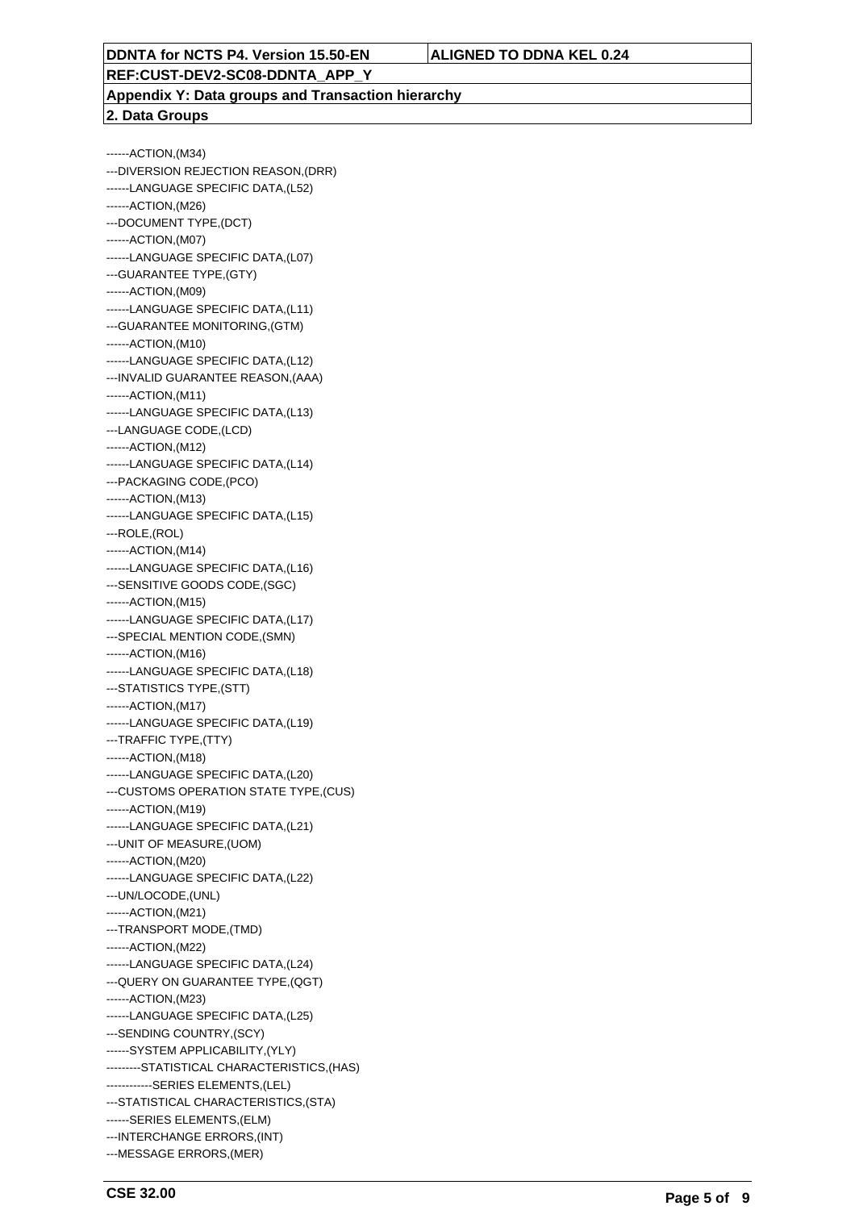------ACTION,(M34)
---DIVERSION REJECTION REASON,(DRR)
------LANGUAGE SPECIFIC DATA,(L52)
------ACTION,(M26)
---DOCUMENT TYPE,(DCT)
------ACTION,(M07)
------LANGUAGE SPECIFIC DATA,(L07)
---GUARANTEE TYPE,(GTY)
------ACTION,(M09)
------LANGUAGE SPECIFIC DATA,(L11)
---GUARANTEE MONITORING,(GTM)
------ACTION,(M10)
------LANGUAGE SPECIFIC DATA,(L12)
---INVALID GUARANTEE REASON,(AAA)
------ACTION,(M11)
------LANGUAGE SPECIFIC DATA,(L13)
---LANGUAGE CODE,(LCD)
------ACTION,(M12)
------LANGUAGE SPECIFIC DATA,(L14)
---PACKAGING CODE,(PCO)
------ACTION,(M13)
------LANGUAGE SPECIFIC DATA,(L15)
---ROLE,(ROL)
------ACTION,(M14)
------LANGUAGE SPECIFIC DATA,(L16)
---SENSITIVE GOODS CODE,(SGC)
------ACTION,(M15)
------LANGUAGE SPECIFIC DATA,(L17)
---SPECIAL MENTION CODE,(SMN)
------ACTION,(M16)
------LANGUAGE SPECIFIC DATA,(L18)
---STATISTICS TYPE,(STT)
------ACTION,(M17)
------LANGUAGE SPECIFIC DATA,(L19)
---TRAFFIC TYPE,(TTY)
------ACTION,(M18)
------LANGUAGE SPECIFIC DATA,(L20)
---CUSTOMS OPERATION STATE TYPE,(CUS)
------ACTION,(M19)
------LANGUAGE SPECIFIC DATA,(L21)
---UNIT OF MEASURE,(UOM)
------ACTION,(M20)
------LANGUAGE SPECIFIC DATA,(L22)
---UN/LOCODE,(UNL)
------ACTION,(M21)
---TRANSPORT MODE,(TMD)
------ACTION,(M22)
------LANGUAGE SPECIFIC DATA,(L24)
---QUERY ON GUARANTEE TYPE,(QGT)
------ACTION,(M23)
------LANGUAGE SPECIFIC DATA,(L25)
---SENDING COUNTRY,(SCY)
------SYSTEM APPLICABILITY,(YLY)
---------STATISTICAL CHARACTERISTICS,(HAS)
------------SERIES ELEMENTS,(LEL)
---STATISTICAL CHARACTERISTICS,(STA)
------SERIES ELEMENTS,(ELM)
---INTERCHANGE ERRORS,(INT)
---MESSAGE ERRORS,(MER)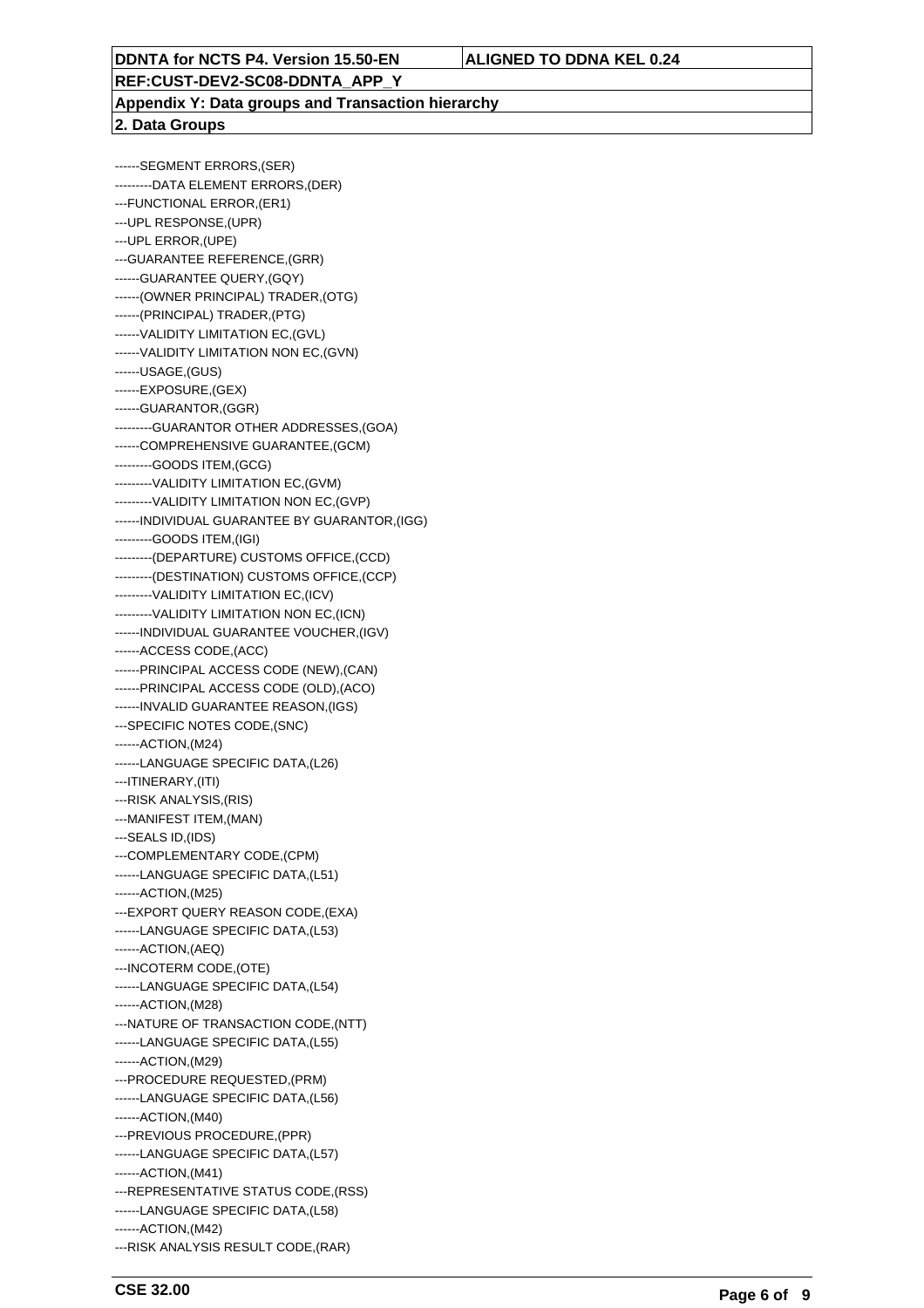------SEGMENT ERRORS,(SER)
---------DATA ELEMENT ERRORS,(DER)
---FUNCTIONAL ERROR,(ER1)
---UPL RESPONSE,(UPR)
---UPL ERROR,(UPE)
---GUARANTEE REFERENCE,(GRR)
------GUARANTEE QUERY,(GQY)
------(OWNER PRINCIPAL) TRADER,(OTG)
------(PRINCIPAL) TRADER,(PTG)
------VALIDITY LIMITATION EC,(GVL)
------VALIDITY LIMITATION NON EC,(GVN)
------USAGE,(GUS)
------EXPOSURE,(GEX)
------GUARANTOR,(GGR)
---------GUARANTOR OTHER ADDRESSES,(GOA)
------COMPREHENSIVE GUARANTEE,(GCM)
---------GOODS ITEM,(GCG)
---------VALIDITY LIMITATION EC,(GVM)
---------VALIDITY LIMITATION NON EC,(GVP)
------INDIVIDUAL GUARANTEE BY GUARANTOR,(IGG)
---------GOODS ITEM,(IGI)
---------(DEPARTURE) CUSTOMS OFFICE,(CCD)
---------(DESTINATION) CUSTOMS OFFICE,(CCP)
---------VALIDITY LIMITATION EC,(ICV)
---------VALIDITY LIMITATION NON EC,(ICN)
------INDIVIDUAL GUARANTEE VOUCHER,(IGV)
------ACCESS CODE,(ACC)
------PRINCIPAL ACCESS CODE (NEW),(CAN)
------PRINCIPAL ACCESS CODE (OLD),(ACO)
------INVALID GUARANTEE REASON,(IGS)
---SPECIFIC NOTES CODE,(SNC)
------ACTION,(M24)
------LANGUAGE SPECIFIC DATA,(L26)
---ITINERARY,(ITI)
---RISK ANALYSIS,(RIS)
---MANIFEST ITEM,(MAN)
---SEALS ID,(IDS)
---COMPLEMENTARY CODE,(CPM)
------LANGUAGE SPECIFIC DATA,(L51)
------ACTION,(M25)
---EXPORT QUERY REASON CODE,(EXA)
------LANGUAGE SPECIFIC DATA,(L53)
------ACTION,(AEQ)
---INCOTERM CODE,(OTE)
------LANGUAGE SPECIFIC DATA,(L54)
------ACTION,(M28)
---NATURE OF TRANSACTION CODE,(NTT)
------LANGUAGE SPECIFIC DATA,(L55)
------ACTION,(M29)
---PROCEDURE REQUESTED,(PRM)
------LANGUAGE SPECIFIC DATA,(L56)
------ACTION,(M40)
---PREVIOUS PROCEDURE,(PPR)
------LANGUAGE SPECIFIC DATA,(L57)
------ACTION,(M41)
---REPRESENTATIVE STATUS CODE,(RSS)
------LANGUAGE SPECIFIC DATA,(L58)
------ACTION,(M42)
---RISK ANALYSIS RESULT CODE,(RAR)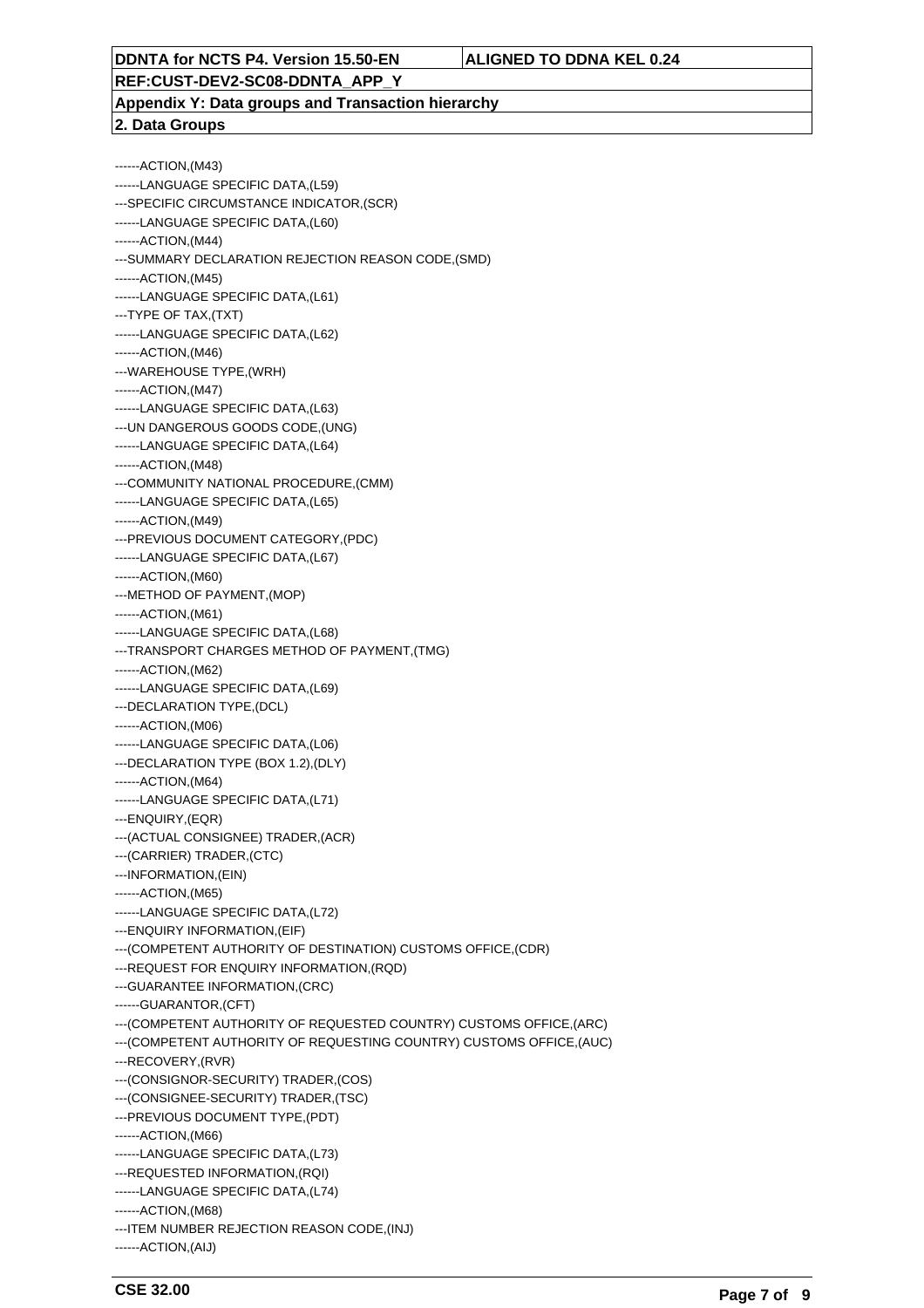------ACTION,(M43)
------LANGUAGE SPECIFIC DATA,(L59)
---SPECIFIC CIRCUMSTANCE INDICATOR,(SCR)
------LANGUAGE SPECIFIC DATA,(L60)
------ACTION,(M44)
---SUMMARY DECLARATION REJECTION REASON CODE,(SMD)
------ACTION,(M45)
------LANGUAGE SPECIFIC DATA,(L61)
---TYPE OF TAX,(TXT)
------LANGUAGE SPECIFIC DATA,(L62)
------ACTION,(M46)
---WAREHOUSE TYPE,(WRH)
------ACTION,(M47)
------LANGUAGE SPECIFIC DATA,(L63)
---UN DANGEROUS GOODS CODE,(UNG)
------LANGUAGE SPECIFIC DATA,(L64)
------ACTION,(M48)
---COMMUNITY NATIONAL PROCEDURE,(CMM)
------LANGUAGE SPECIFIC DATA,(L65)
------ACTION,(M49)
---PREVIOUS DOCUMENT CATEGORY,(PDC)
------LANGUAGE SPECIFIC DATA,(L67)
------ACTION,(M60)
---METHOD OF PAYMENT,(MOP)
------ACTION,(M61)
------LANGUAGE SPECIFIC DATA,(L68)
---TRANSPORT CHARGES METHOD OF PAYMENT,(TMG)
------ACTION,(M62)
------LANGUAGE SPECIFIC DATA,(L69)
---DECLARATION TYPE,(DCL)
------ACTION,(M06)
------LANGUAGE SPECIFIC DATA,(L06)
---DECLARATION TYPE (BOX 1.2),(DLY)
------ACTION,(M64)
------LANGUAGE SPECIFIC DATA,(L71)
---ENQUIRY,(EQR)
---(ACTUAL CONSIGNEE) TRADER,(ACR)
---(CARRIER) TRADER,(CTC)
---INFORMATION,(EIN)
------ACTION,(M65)
------LANGUAGE SPECIFIC DATA,(L72)
---ENQUIRY INFORMATION,(EIF)
---(COMPETENT AUTHORITY OF DESTINATION) CUSTOMS OFFICE,(CDR)
---REQUEST FOR ENQUIRY INFORMATION,(RQD)
---GUARANTEE INFORMATION,(CRC)
------GUARANTOR,(CFT)
---(COMPETENT AUTHORITY OF REQUESTED COUNTRY) CUSTOMS OFFICE,(ARC)
---(COMPETENT AUTHORITY OF REQUESTING COUNTRY) CUSTOMS OFFICE,(AUC)
---RECOVERY,(RVR)
---(CONSIGNOR-SECURITY) TRADER,(COS)
---(CONSIGNEE-SECURITY) TRADER,(TSC)
---PREVIOUS DOCUMENT TYPE,(PDT)
------ACTION,(M66)
------LANGUAGE SPECIFIC DATA,(L73)
---REQUESTED INFORMATION,(RQI)
------LANGUAGE SPECIFIC DATA,(L74)
------ACTION,(M68)
---ITEM NUMBER REJECTION REASON CODE,(INJ)
------ACTION,(AIJ)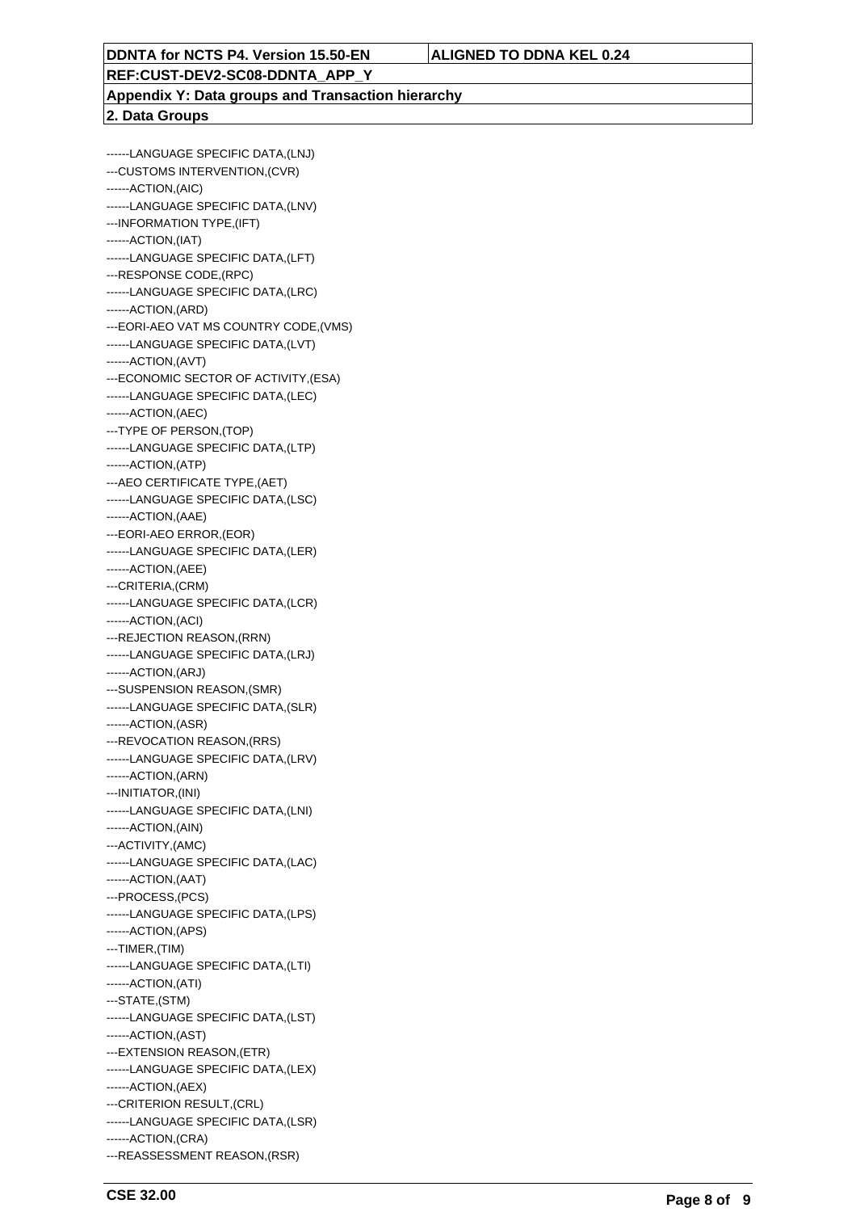------LANGUAGE SPECIFIC DATA,(LNJ)
---CUSTOMS INTERVENTION,(CVR)
------ACTION,(AIC)
------LANGUAGE SPECIFIC DATA,(LNV)
---INFORMATION TYPE,(IFT)
------ACTION,(IAT)
------LANGUAGE SPECIFIC DATA,(LFT)
---RESPONSE CODE,(RPC)
------LANGUAGE SPECIFIC DATA,(LRC)
------ACTION,(ARD)
---EORI-AEO VAT MS COUNTRY CODE,(VMS)
------LANGUAGE SPECIFIC DATA,(LVT)
------ACTION,(AVT)
---ECONOMIC SECTOR OF ACTIVITY,(ESA)
------LANGUAGE SPECIFIC DATA,(LEC)
------ACTION,(AEC)
---TYPE OF PERSON,(TOP)
------LANGUAGE SPECIFIC DATA,(LTP)
------ACTION,(ATP)
---AEO CERTIFICATE TYPE,(AET)
------LANGUAGE SPECIFIC DATA,(LSC)
------ACTION,(AAE)
---EORI-AEO ERROR,(EOR)
------LANGUAGE SPECIFIC DATA,(LER)
------ACTION,(AEE)
---CRITERIA,(CRM)
------LANGUAGE SPECIFIC DATA,(LCR)
------ACTION,(ACI)
---REJECTION REASON,(RRN)
------LANGUAGE SPECIFIC DATA,(LRJ)
------ACTION,(ARJ)
---SUSPENSION REASON,(SMR)
------LANGUAGE SPECIFIC DATA,(SLR)
------ACTION,(ASR)
---REVOCATION REASON,(RRS)
------LANGUAGE SPECIFIC DATA,(LRV)
------ACTION,(ARN)
---INITIATOR,(INI)
------LANGUAGE SPECIFIC DATA,(LNI)
------ACTION,(AIN)
---ACTIVITY,(AMC)
------LANGUAGE SPECIFIC DATA,(LAC)
------ACTION,(AAT)
---PROCESS,(PCS)
------LANGUAGE SPECIFIC DATA,(LPS)
------ACTION,(APS)
---TIMER,(TIM)
------LANGUAGE SPECIFIC DATA,(LTI)
------ACTION,(ATI)
---STATE,(STM)
------LANGUAGE SPECIFIC DATA,(LST)
------ACTION,(AST)
---EXTENSION REASON,(ETR)
------LANGUAGE SPECIFIC DATA,(LEX)
------ACTION,(AEX)
---CRITERION RESULT,(CRL)
------LANGUAGE SPECIFIC DATA,(LSR)
------ACTION,(CRA)
---REASSESSMENT REASON,(RSR)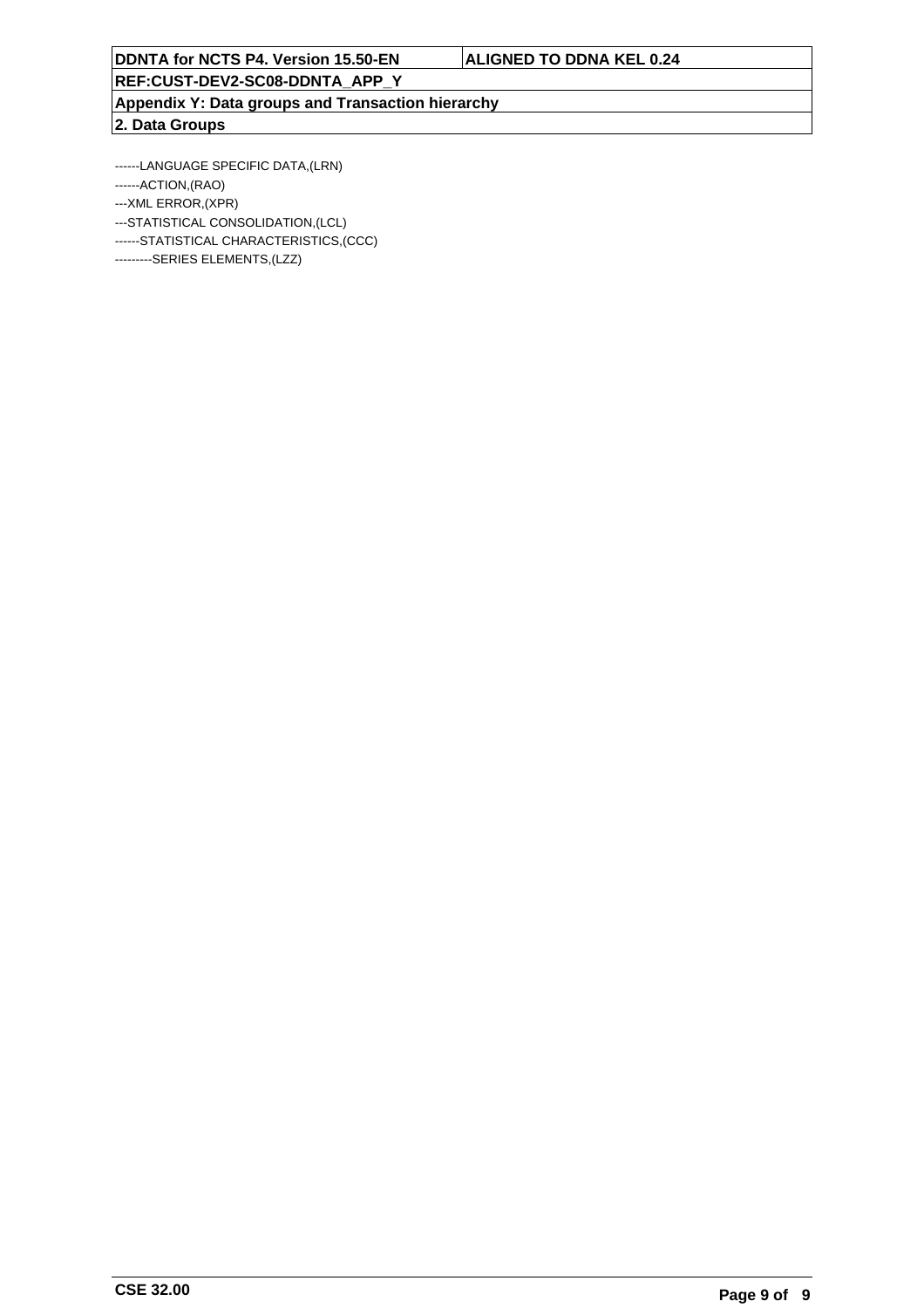------LANGUAGE SPECIFIC DATA,(LRN)

------ACTION,(RAO)

---XML ERROR,(XPR)

---STATISTICAL CONSOLIDATION,(LCL)

------STATISTICAL CHARACTERISTICS,(CCC)

---------SERIES ELEMENTS,(LZZ)